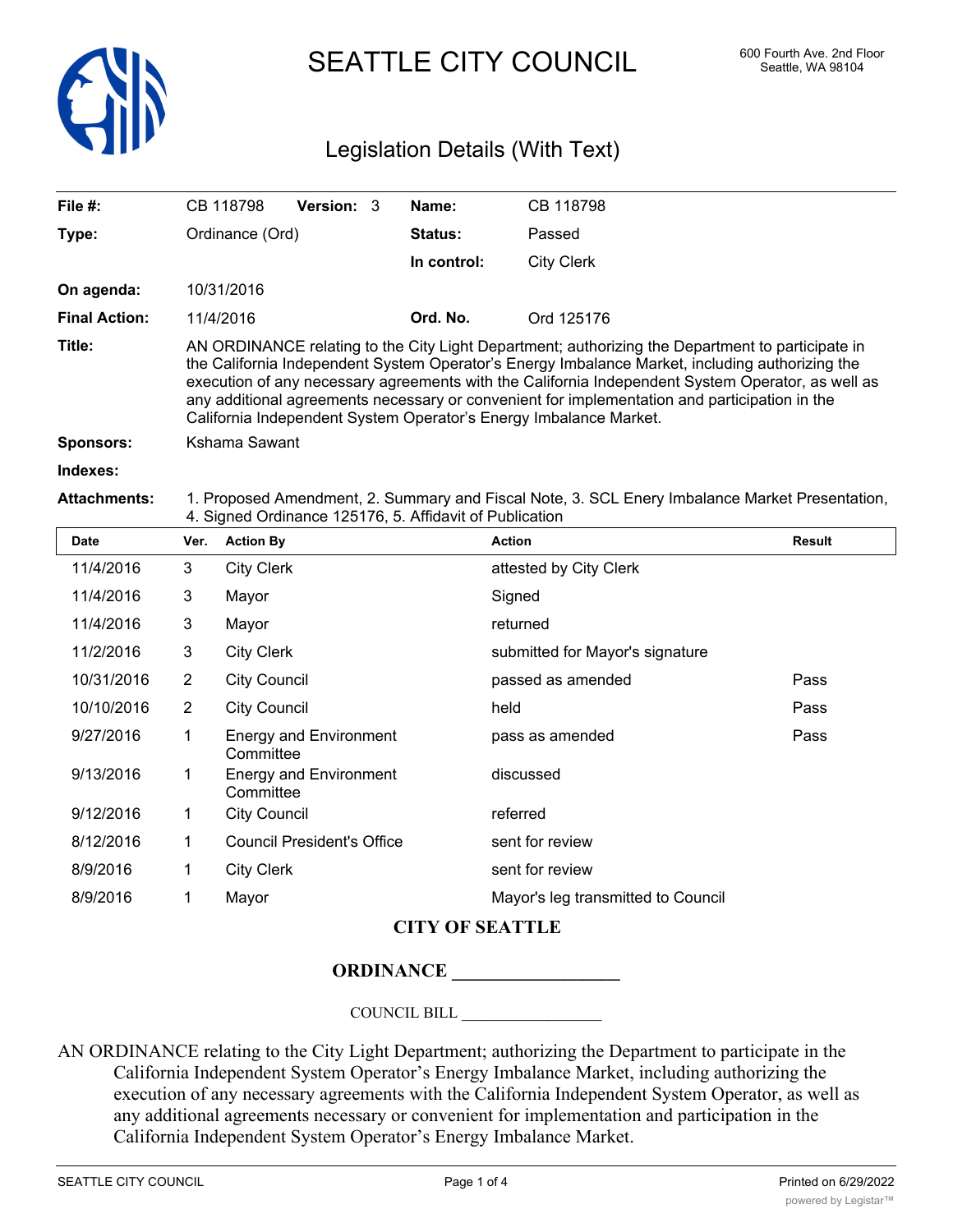# SEATTLE CITY COUNCIL

600 Fourth Ave. 2nd Floor
Seattle, WA 98104

## Legislation Details (With Text)

| | | | |
|---|---|---|---|
| **File #:** | CB 118798 **Version:** 3 | **Name:** | CB 118798 |
| **Type:** | Ordinance (Ord) | **Status:** | Passed |
| | | **In control:** | City Clerk |
| **On agenda:** | 10/31/2016 | | |
| **Final Action:** | 11/4/2016 | **Ord. No.** | Ord 125176 |

**Title:** AN ORDINANCE relating to the City Light Department; authorizing the Department to participate in the California Independent System Operator's Energy Imbalance Market, including authorizing the execution of any necessary agreements with the California Independent System Operator, as well as any additional agreements necessary or convenient for implementation and participation in the California Independent System Operator's Energy Imbalance Market.

**Sponsors:** Kshama Sawant

**Indexes:**

**Attachments:** 1. Proposed Amendment, 2. Summary and Fiscal Note, 3. SCL Enery Imbalance Market Presentation, 4. Signed Ordinance 125176, 5. Affidavit of Publication

| Date | Ver. | Action By | Action | Result |
|---|---|---|---|---|
| 11/4/2016 | 3 | City Clerk | attested by City Clerk | |
| 11/4/2016 | 3 | Mayor | Signed | |
| 11/4/2016 | 3 | Mayor | returned | |
| 11/2/2016 | 3 | City Clerk | submitted for Mayor's signature | |
| 10/31/2016 | 2 | City Council | passed as amended | Pass |
| 10/10/2016 | 2 | City Council | held | Pass |
| 9/27/2016 | 1 | Energy and Environment Committee | pass as amended | Pass |
| 9/13/2016 | 1 | Energy and Environment Committee | discussed | |
| 9/12/2016 | 1 | City Council | referred | |
| 8/12/2016 | 1 | Council President's Office | sent for review | |
| 8/9/2016 | 1 | City Clerk | sent for review | |
| 8/9/2016 | 1 | Mayor | Mayor's leg transmitted to Council | |

**CITY OF SEATTLE**

**ORDINANCE __________________**

COUNCIL BILL __________________

AN ORDINANCE relating to the City Light Department; authorizing the Department to participate in the California Independent System Operator's Energy Imbalance Market, including authorizing the execution of any necessary agreements with the California Independent System Operator, as well as any additional agreements necessary or convenient for implementation and participation in the California Independent System Operator's Energy Imbalance Market.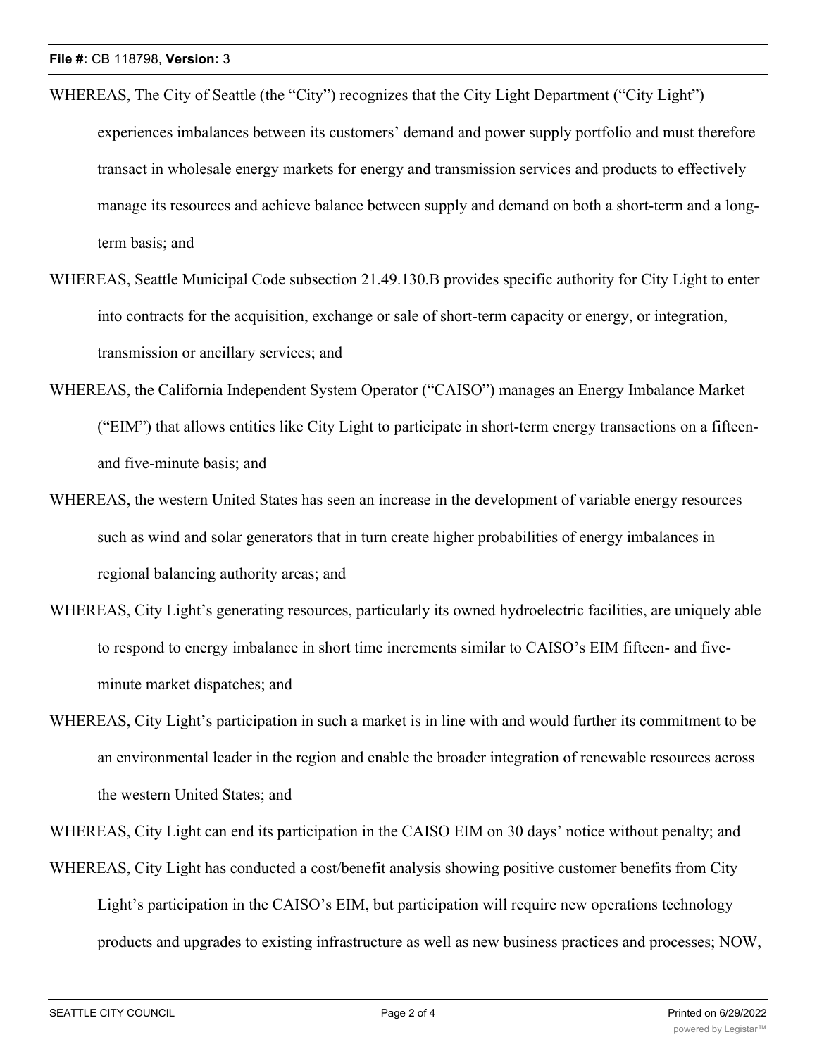WHEREAS, The City of Seattle (the "City") recognizes that the City Light Department ("City Light") experiences imbalances between its customers' demand and power supply portfolio and must therefore transact in wholesale energy markets for energy and transmission services and products to effectively manage its resources and achieve balance between supply and demand on both a short-term and a long-term basis; and

WHEREAS, Seattle Municipal Code subsection 21.49.130.B provides specific authority for City Light to enter into contracts for the acquisition, exchange or sale of short-term capacity or energy, or integration, transmission or ancillary services; and

WHEREAS, the California Independent System Operator ("CAISO") manages an Energy Imbalance Market ("EIM") that allows entities like City Light to participate in short-term energy transactions on a fifteen- and five-minute basis; and

WHEREAS, the western United States has seen an increase in the development of variable energy resources such as wind and solar generators that in turn create higher probabilities of energy imbalances in regional balancing authority areas; and

WHEREAS, City Light's generating resources, particularly its owned hydroelectric facilities, are uniquely able to respond to energy imbalance in short time increments similar to CAISO's EIM fifteen- and five-minute market dispatches; and

WHEREAS, City Light's participation in such a market is in line with and would further its commitment to be an environmental leader in the region and enable the broader integration of renewable resources across the western United States; and

WHEREAS, City Light can end its participation in the CAISO EIM on 30 days' notice without penalty; and

WHEREAS, City Light has conducted a cost/benefit analysis showing positive customer benefits from City Light's participation in the CAISO's EIM, but participation will require new operations technology products and upgrades to existing infrastructure as well as new business practices and processes; NOW,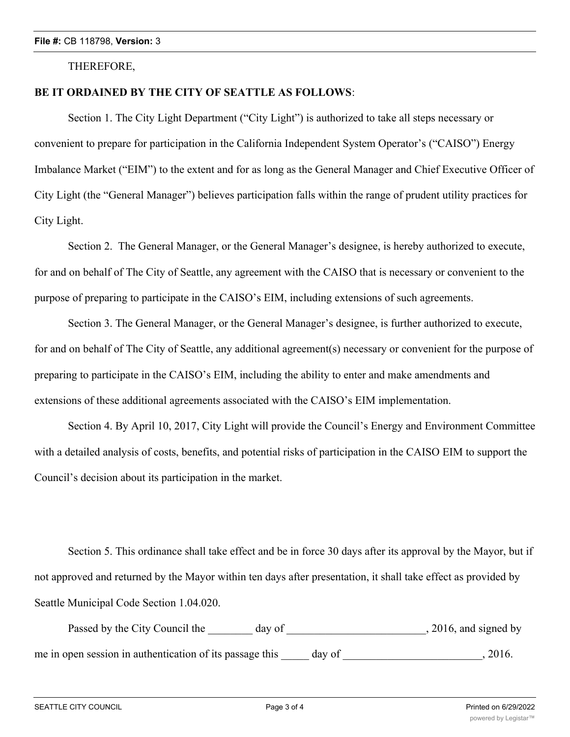THEREFORE,

**BE IT ORDAINED BY THE CITY OF SEATTLE AS FOLLOWS**:

Section 1. The City Light Department ("City Light") is authorized to take all steps necessary or convenient to prepare for participation in the California Independent System Operator's ("CAISO") Energy Imbalance Market ("EIM") to the extent and for as long as the General Manager and Chief Executive Officer of City Light (the "General Manager") believes participation falls within the range of prudent utility practices for City Light.

Section 2. The General Manager, or the General Manager's designee, is hereby authorized to execute, for and on behalf of The City of Seattle, any agreement with the CAISO that is necessary or convenient to the purpose of preparing to participate in the CAISO's EIM, including extensions of such agreements.

Section 3. The General Manager, or the General Manager's designee, is further authorized to execute, for and on behalf of The City of Seattle, any additional agreement(s) necessary or convenient for the purpose of preparing to participate in the CAISO's EIM, including the ability to enter and make amendments and extensions of these additional agreements associated with the CAISO's EIM implementation.

Section 4. By April 10, 2017, City Light will provide the Council's Energy and Environment Committee with a detailed analysis of costs, benefits, and potential risks of participation in the CAISO EIM to support the Council's decision about its participation in the market.

Section 5. This ordinance shall take effect and be in force 30 days after its approval by the Mayor, but if not approved and returned by the Mayor within ten days after presentation, it shall take effect as provided by Seattle Municipal Code Section 1.04.020.

Passed by the City Council the ________ day of _________________________, 2016, and signed by me in open session in authentication of its passage this _____ day of ________________________, 2016.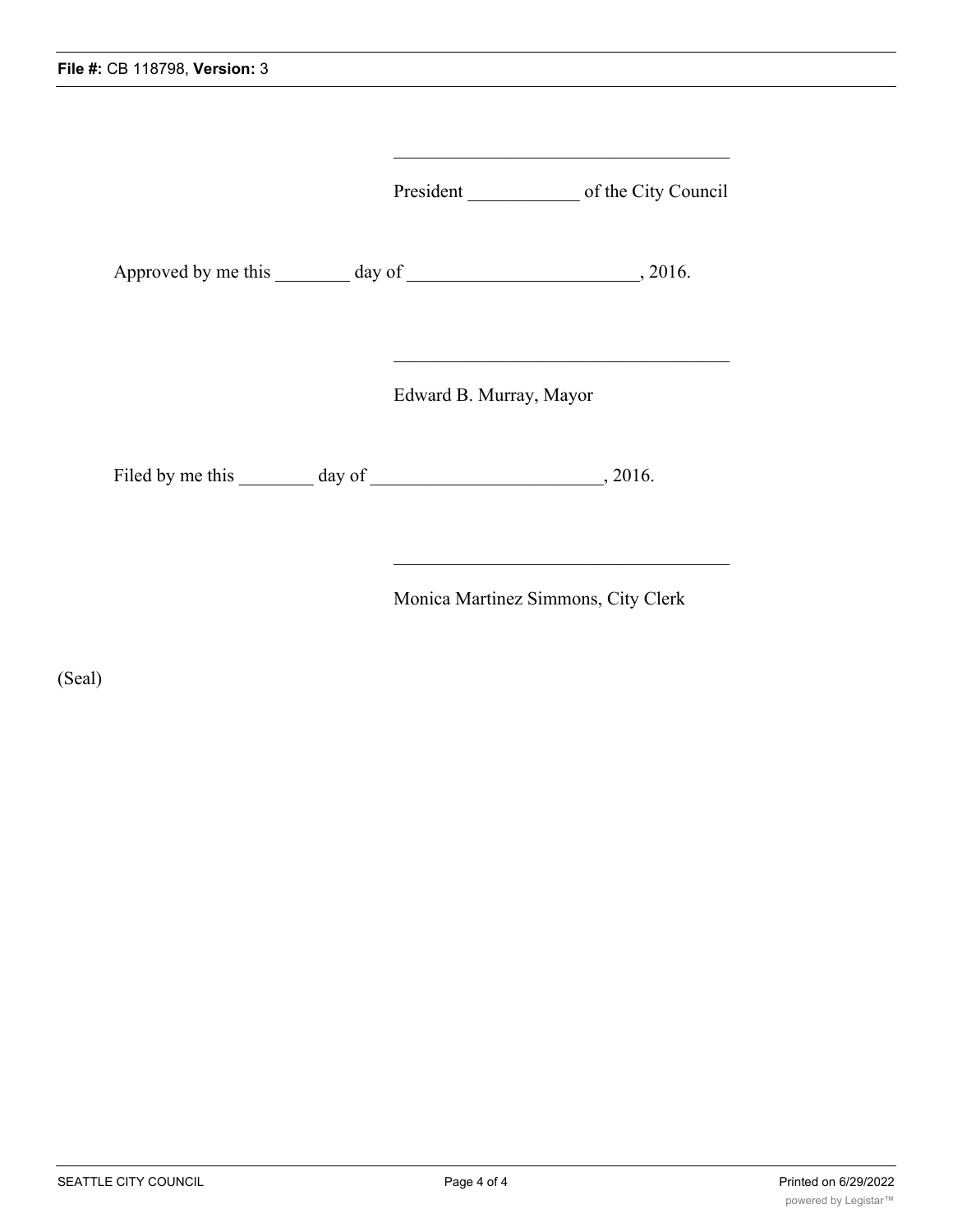\_\_\_\_\_\_\_\_\_\_\_\_\_\_\_\_\_\_\_\_\_\_\_\_\_\_\_\_\_\_\_\_\_\_\_\_

President \_\_\_\_\_\_\_\_\_\_\_\_ of the City Council

Approved by me this \_\_\_\_\_\_\_\_ day of \_\_\_\_\_\_\_\_\_\_\_\_\_\_\_\_\_\_\_\_\_\_\_\_\_, 2016.

\_\_\_\_\_\_\_\_\_\_\_\_\_\_\_\_\_\_\_\_\_\_\_\_\_\_\_\_\_\_\_\_\_\_\_\_

Edward B. Murray, Mayor

Filed by me this \_\_\_\_\_\_\_\_ day of \_\_\_\_\_\_\_\_\_\_\_\_\_\_\_\_\_\_\_\_\_\_\_\_\_, 2016.

\_\_\_\_\_\_\_\_\_\_\_\_\_\_\_\_\_\_\_\_\_\_\_\_\_\_\_\_\_\_\_\_\_\_\_\_

Monica Martinez Simmons, City Clerk

(Seal)